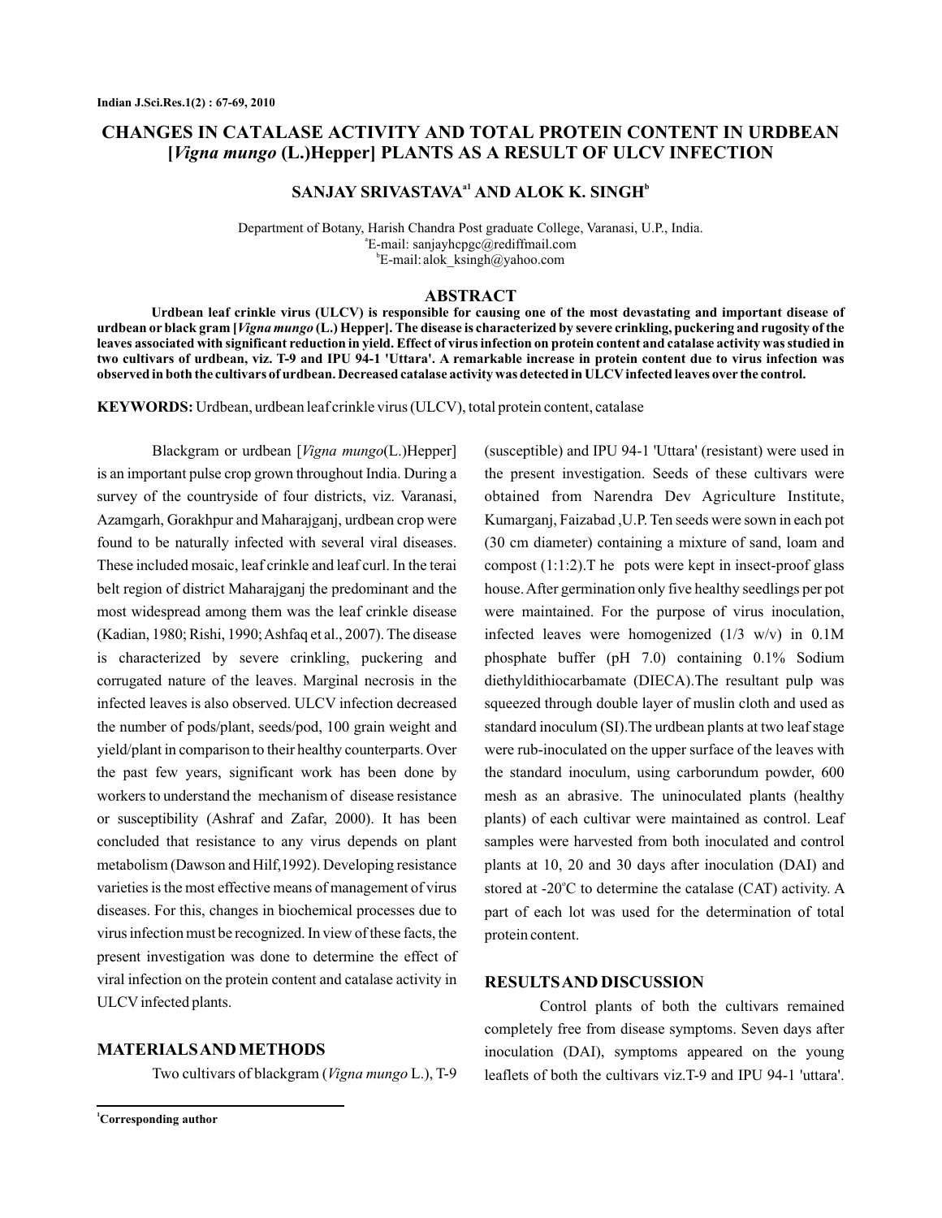# CHANGES IN CATALASE ACTIVITY AND TOTAL PROTEIN CONTENT IN URDBEAN [*Vigna mungo* (L.)Hepper] PLANTS AS A RESULT OF ULCV INFECTION

**SANJAY SRIVASTAVA[a1] AND ALOK K. SINGH[b]**

Department of Botany, Harish Chandra Post graduate College, Varanasi, U.P., India.
[a]E-mail: sanjayhcpgc@rediffmail.com
[b]E-mail: alok_ksingh@yahoo.com

## ABSTRACT

**Urdbean leaf crinkle virus (ULCV) is responsible for causing one of the most devastating and important disease of urdbean or black gram [*Vigna mungo* (L.) Hepper]. The disease is characterized by severe crinkling, puckering and rugosity of the leaves associated with significant reduction in yield. Effect of virus infection on protein content and catalase activity was studied in two cultivars of urdbean, viz. T-9 and IPU 94-1 'Uttara'. A remarkable increase in protein content due to virus infection was observed in both the cultivars of urdbean. Decreased catalase activity was detected in ULCV infected leaves over the control.**

**KEYWORDS:** Urdbean, urdbean leaf crinkle virus (ULCV), total protein content, catalase

Blackgram or urdbean [*Vigna mungo*(L.)Hepper] is an important pulse crop grown throughout India. During a survey of the countryside of four districts, viz. Varanasi, Azamgarh, Gorakhpur and Maharajganj, urdbean crop were found to be naturally infected with several viral diseases. These included mosaic, leaf crinkle and leaf curl. In the terai belt region of district Maharajganj the predominant and the most widespread among them was the leaf crinkle disease (Kadian, 1980; Rishi, 1990; Ashfaq et al., 2007). The disease is characterized by severe crinkling, puckering and corrugated nature of the leaves. Marginal necrosis in the infected leaves is also observed. ULCV infection decreased the number of pods/plant, seeds/pod, 100 grain weight and yield/plant in comparison to their healthy counterparts. Over the past few years, significant work has been done by workers to understand the mechanism of disease resistance or susceptibility (Ashraf and Zafar, 2000). It has been concluded that resistance to any virus depends on plant metabolism (Dawson and Hilf,1992). Developing resistance varieties is the most effective means of management of virus diseases. For this, changes in biochemical processes due to virus infection must be recognized. In view of these facts, the present investigation was done to determine the effect of viral infection on the protein content and catalase activity in ULCV infected plants.

## MATERIALS AND METHODS

Two cultivars of blackgram (*Vigna mungo* L.), T-9 (susceptible) and IPU 94-1 'Uttara' (resistant) were used in the present investigation. Seeds of these cultivars were obtained from Narendra Dev Agriculture Institute, Kumarganj, Faizabad ,U.P. Ten seeds were sown in each pot (30 cm diameter) containing a mixture of sand, loam and compost (1:1:2).T he pots were kept in insect-proof glass house. After germination only five healthy seedlings per pot were maintained. For the purpose of virus inoculation, infected leaves were homogenized (1/3 w/v) in 0.1M phosphate buffer (pH 7.0) containing 0.1% Sodium diethyldithiocarbamate (DIECA).The resultant pulp was squeezed through double layer of muslin cloth and used as standard inoculum (SI).The urdbean plants at two leaf stage were rub-inoculated on the upper surface of the leaves with the standard inoculum, using carborundum powder, 600 mesh as an abrasive. The uninoculated plants (healthy plants) of each cultivar were maintained as control. Leaf samples were harvested from both inoculated and control plants at 10, 20 and 30 days after inoculation (DAI) and stored at -20°C to determine the catalase (CAT) activity. A part of each lot was used for the determination of total protein content.

## RESULTS AND DISCUSSION

Control plants of both the cultivars remained completely free from disease symptoms. Seven days after inoculation (DAI), symptoms appeared on the young leaflets of both the cultivars viz.T-9 and IPU 94-1 'uttara'.

[1]**Corresponding author**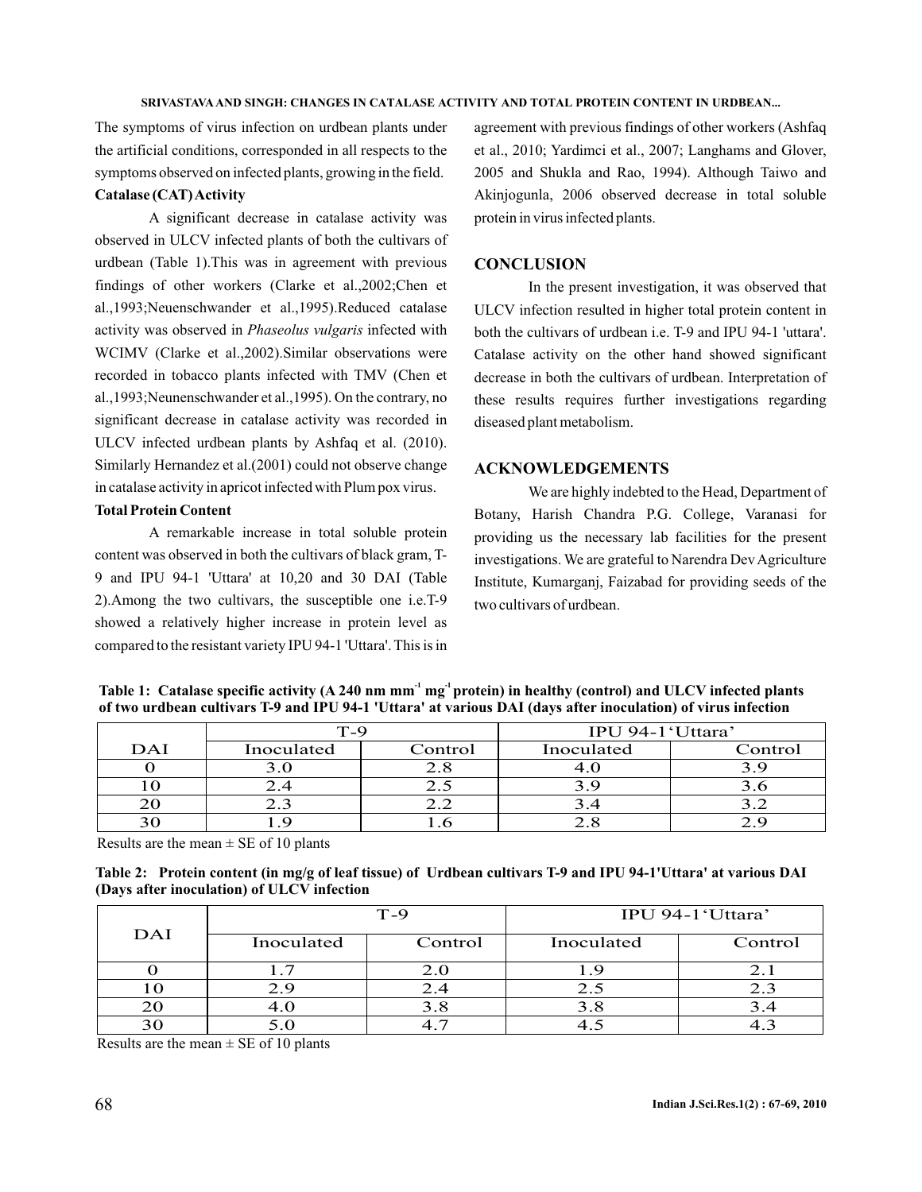The symptoms of virus infection on urdbean plants under the artificial conditions, corresponded in all respects to the symptoms observed on infected plants, growing in the field.

**Catalase (CAT) Activity**

A significant decrease in catalase activity was observed in ULCV infected plants of both the cultivars of urdbean (Table 1).This was in agreement with previous findings of other workers (Clarke et al.,2002;Chen et al.,1993;Neuenschwander et al.,1995).Reduced catalase activity was observed in *Phaseolus vulgaris* infected with WCIMV (Clarke et al.,2002).Similar observations were recorded in tobacco plants infected with TMV (Chen et al.,1993;Neunenschwander et al.,1995). On the contrary, no significant decrease in catalase activity was recorded in ULCV infected urdbean plants by Ashfaq et al. (2010). Similarly Hernandez et al.(2001) could not observe change in catalase activity in apricot infected with Plum pox virus.

**Total Protein Content**

A remarkable increase in total soluble protein content was observed in both the cultivars of black gram, T-9 and IPU 94-1 'Uttara' at 10,20 and 30 DAI (Table 2).Among the two cultivars, the susceptible one i.e.T-9 showed a relatively higher increase in protein level as compared to the resistant variety IPU 94-1 'Uttara'. This is in agreement with previous findings of other workers (Ashfaq et al., 2010; Yardimci et al., 2007; Langhams and Glover, 2005 and Shukla and Rao, 1994). Although Taiwo and Akinjogunla, 2006 observed decrease in total soluble protein in virus infected plants.

## CONCLUSION

In the present investigation, it was observed that ULCV infection resulted in higher total protein content in both the cultivars of urdbean i.e. T-9 and IPU 94-1 'uttara'. Catalase activity on the other hand showed significant decrease in both the cultivars of urdbean. Interpretation of these results requires further investigations regarding diseased plant metabolism.

## ACKNOWLEDGEMENTS

We are highly indebted to the Head, Department of Botany, Harish Chandra P.G. College, Varanasi for providing us the necessary lab facilities for the present investigations. We are grateful to Narendra Dev Agriculture Institute, Kumarganj, Faizabad for providing seeds of the two cultivars of urdbean.

**Table 1: Catalase specific activity (A 240 nm $mm^{-1}$ $mg^{-1}$ protein) in healthy (control) and ULCV infected plants of two urdbean cultivars T-9 and IPU 94-1 'Uttara' at various DAI (days after inoculation) of virus infection**

| | T-9 | | IPU 94-1'Uttara' | |
|---|---|---|---|---|
| DAI | Inoculated | Control | Inoculated | Control |
| 0 | 3.0 | 2.8 | 4.0 | 3.9 |
| 10 | 2.4 | 2.5 | 3.9 | 3.6 |
| 20 | 2.3 | 2.2 | 3.4 | 3.2 |
| 30 | 1.9 | 1.6 | 2.8 | 2.9 |

Results are the mean ± SE of 10 plants

**Table 2: Protein content (in mg/g of leaf tissue) of Urdbean cultivars T-9 and IPU 94-1'Uttara' at various DAI (Days after inoculation) of ULCV infection**

| DAI | T-9 | | IPU 94-1'Uttara' | |
|---|---|---|---|---|
| | Inoculated | Control | Inoculated | Control |
| 0 | 1.7 | 2.0 | 1.9 | 2.1 |
| 10 | 2.9 | 2.4 | 2.5 | 2.3 |
| 20 | 4.0 | 3.8 | 3.8 | 3.4 |
| 30 | 5.0 | 4.7 | 4.5 | 4.3 |

Results are the mean ± SE of 10 plants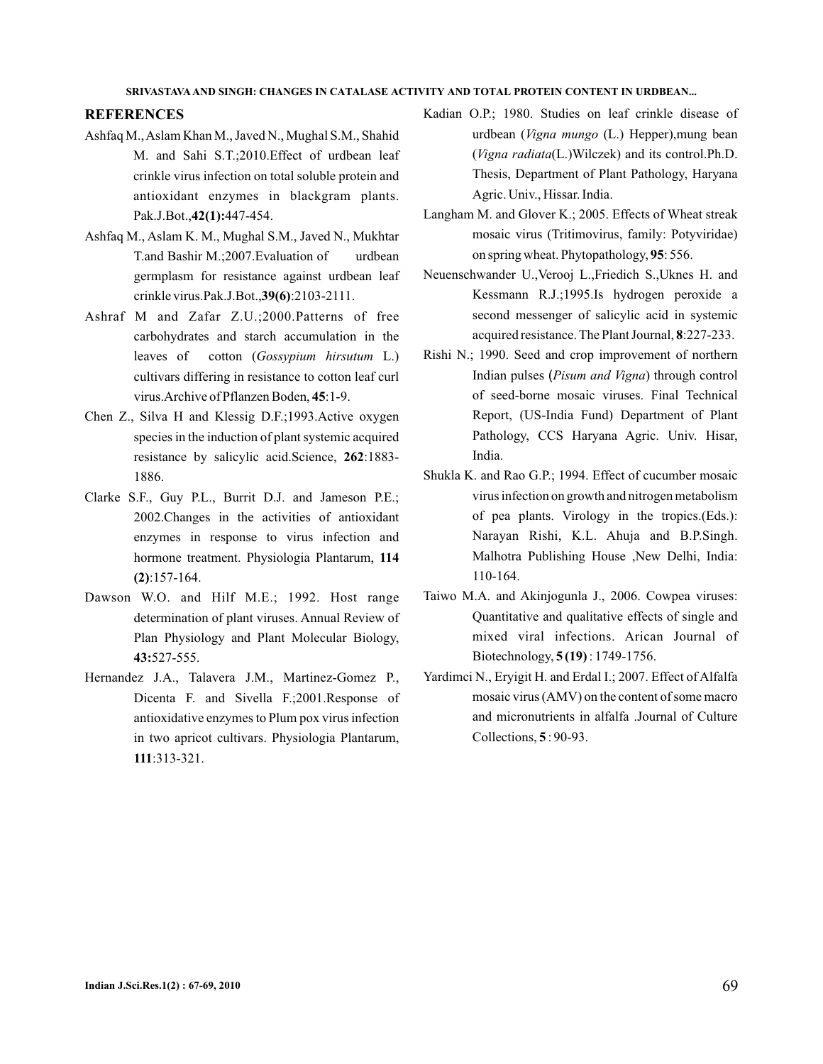## REFERENCES

Ashfaq M., Aslam Khan M., Javed N., Mughal S.M., Shahid M. and Sahi S.T.;2010.Effect of urdbean leaf crinkle virus infection on total soluble protein and antioxidant enzymes in blackgram plants. Pak.J.Bot.,**42(1):**447-454.

Ashfaq M., Aslam K. M., Mughal S.M., Javed N., Mukhtar T.and Bashir M.;2007.Evaluation of urdbean germplasm for resistance against urdbean leaf crinkle virus.Pak.J.Bot.,**39(6)**:2103-2111.

Ashraf M and Zafar Z.U.;2000.Patterns of free carbohydrates and starch accumulation in the leaves of cotton (*Gossypium hirsutum* L.) cultivars differing in resistance to cotton leaf curl virus.Archive of Pflanzen Boden, **45**:1-9.

Chen Z., Silva H and Klessig D.F.;1993.Active oxygen species in the induction of plant systemic acquired resistance by salicylic acid.Science, **262**:1883-1886.

Clarke S.F., Guy P.L., Burrit D.J. and Jameson P.E.; 2002.Changes in the activities of antioxidant enzymes in response to virus infection and hormone treatment. Physiologia Plantarum, **114 (2)**:157-164.

Dawson W.O. and Hilf M.E.; 1992. Host range determination of plant viruses. Annual Review of Plan Physiology and Plant Molecular Biology, **43:**527-555.

Hernandez J.A., Talavera J.M., Martinez-Gomez P., Dicenta F. and Sivella F.;2001.Response of antioxidative enzymes to Plum pox virus infection in two apricot cultivars. Physiologia Plantarum, **111**:313-321.

Kadian O.P.; 1980. Studies on leaf crinkle disease of urdbean (*Vigna mungo* (L.) Hepper),mung bean (*Vigna radiata*(L.)Wilczek) and its control.Ph.D. Thesis, Department of Plant Pathology, Haryana Agric. Univ., Hissar. India.

Langham M. and Glover K.; 2005. Effects of Wheat streak mosaic virus (Tritimovirus, family: Potyviridae) on spring wheat. Phytopathology, **95**: 556.

Neuenschwander U.,Verooj L.,Friedich S.,Uknes H. and Kessmann R.J.;1995.Is hydrogen peroxide a second messenger of salicylic acid in systemic acquired resistance. The Plant Journal, **8**:227-233.

Rishi N.; 1990. Seed and crop improvement of northern Indian pulses (*Pisum and Vigna*) through control of seed-borne mosaic viruses. Final Technical Report, (US-India Fund) Department of Plant Pathology, CCS Haryana Agric. Univ. Hisar, India.

Shukla K. and Rao G.P.; 1994. Effect of cucumber mosaic virus infection on growth and nitrogen metabolism of pea plants. Virology in the tropics.(Eds.): Narayan Rishi, K.L. Ahuja and B.P.Singh. Malhotra Publishing House ,New Delhi, India: 110-164.

Taiwo M.A. and Akinjogunla J., 2006. Cowpea viruses: Quantitative and qualitative effects of single and mixed viral infections. Arican Journal of Biotechnology, **5 (19)** : 1749-1756.

Yardimci N., Eryigit H. and Erdal I.; 2007. Effect of Alfalfa mosaic virus (AMV) on the content of some macro and micronutrients in alfalfa .Journal of Culture Collections, **5** : 90-93.